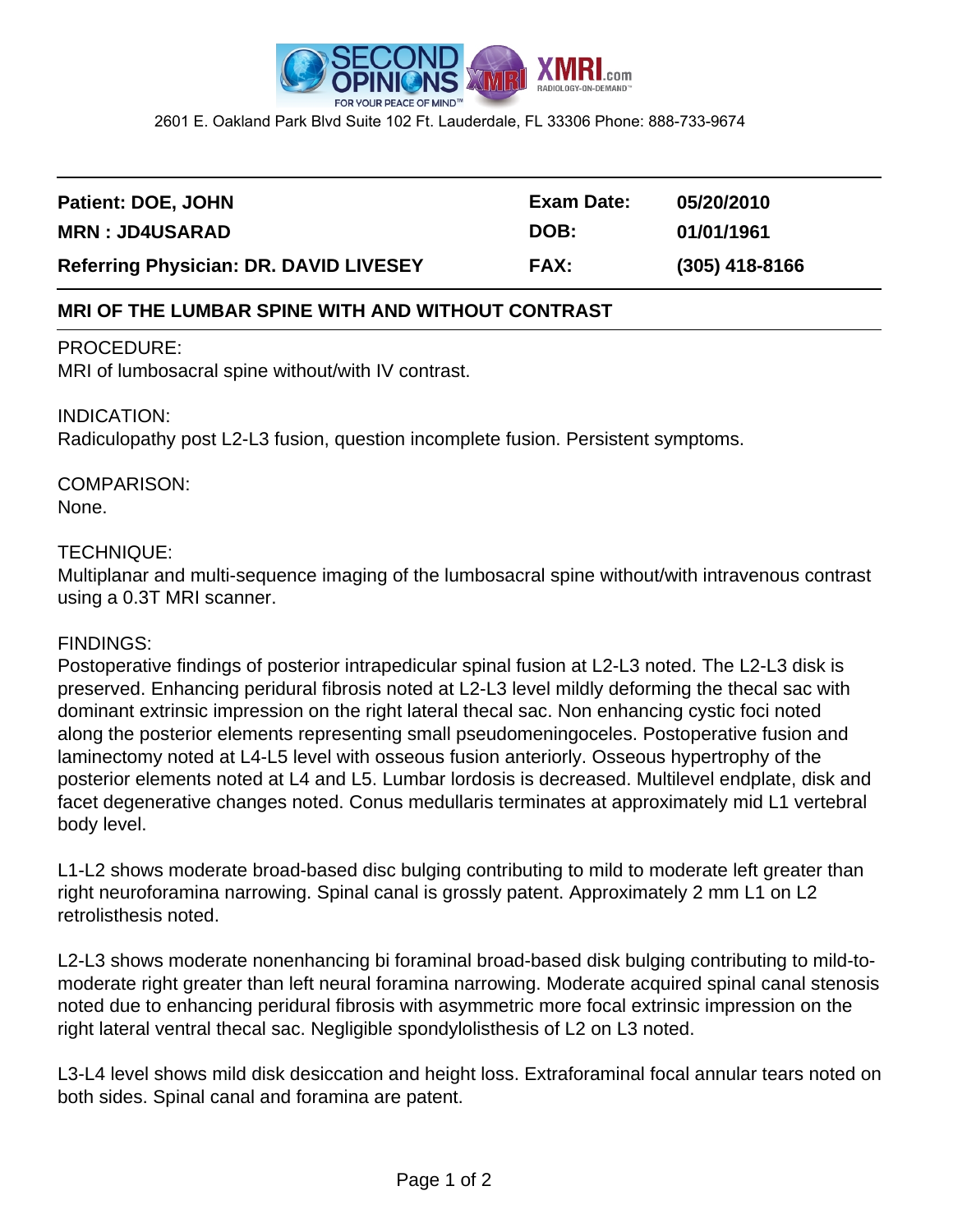SECOND OPINIONS FOR YOUR PEACE OF MIND™ XMRI.com RADIOLOGY-ON-DEMAND™

2601 E. Oakland Park Blvd Suite 102 Ft. Lauderdale, FL 33306 Phone: 888-733-9674

| | | |
|---|---|---|
| **Patient: DOE, JOHN** | **Exam Date:** | **05/20/2010** |
| **MRN : JD4USARAD** | **DOB:** | **01/01/1961** |
| **Referring Physician: DR. DAVID LIVESEY** | **FAX:** | **(305) 418-8166** |

## MRI OF THE LUMBAR SPINE WITH AND WITHOUT CONTRAST

PROCEDURE:
MRI of lumbosacral spine without/with IV contrast.

INDICATION:
Radiculopathy post L2-L3 fusion, question incomplete fusion. Persistent symptoms.

COMPARISON:
None.

TECHNIQUE:
Multiplanar and multi-sequence imaging of the lumbosacral spine without/with intravenous contrast using a 0.3T MRI scanner.

FINDINGS:
Postoperative findings of posterior intrapedicular spinal fusion at L2-L3 noted. The L2-L3 disk is preserved. Enhancing peridural fibrosis noted at L2-L3 level mildly deforming the thecal sac with dominant extrinsic impression on the right lateral thecal sac. Non enhancing cystic foci noted along the posterior elements representing small pseudomeningoceles. Postoperative fusion and laminectomy noted at L4-L5 level with osseous fusion anteriorly. Osseous hypertrophy of the posterior elements noted at L4 and L5. Lumbar lordosis is decreased. Multilevel endplate, disk and facet degenerative changes noted. Conus medullaris terminates at approximately mid L1 vertebral body level.

L1-L2 shows moderate broad-based disc bulging contributing to mild to moderate left greater than right neuroforamina narrowing. Spinal canal is grossly patent. Approximately 2 mm L1 on L2 retrolisthesis noted.

L2-L3 shows moderate nonenhancing bi foraminal broad-based disk bulging contributing to mild-to-moderate right greater than left neural foramina narrowing. Moderate acquired spinal canal stenosis noted due to enhancing peridural fibrosis with asymmetric more focal extrinsic impression on the right lateral ventral thecal sac. Negligible spondylolisthesis of L2 on L3 noted.

L3-L4 level shows mild disk desiccation and height loss. Extraforaminal focal annular tears noted on both sides. Spinal canal and foramina are patent.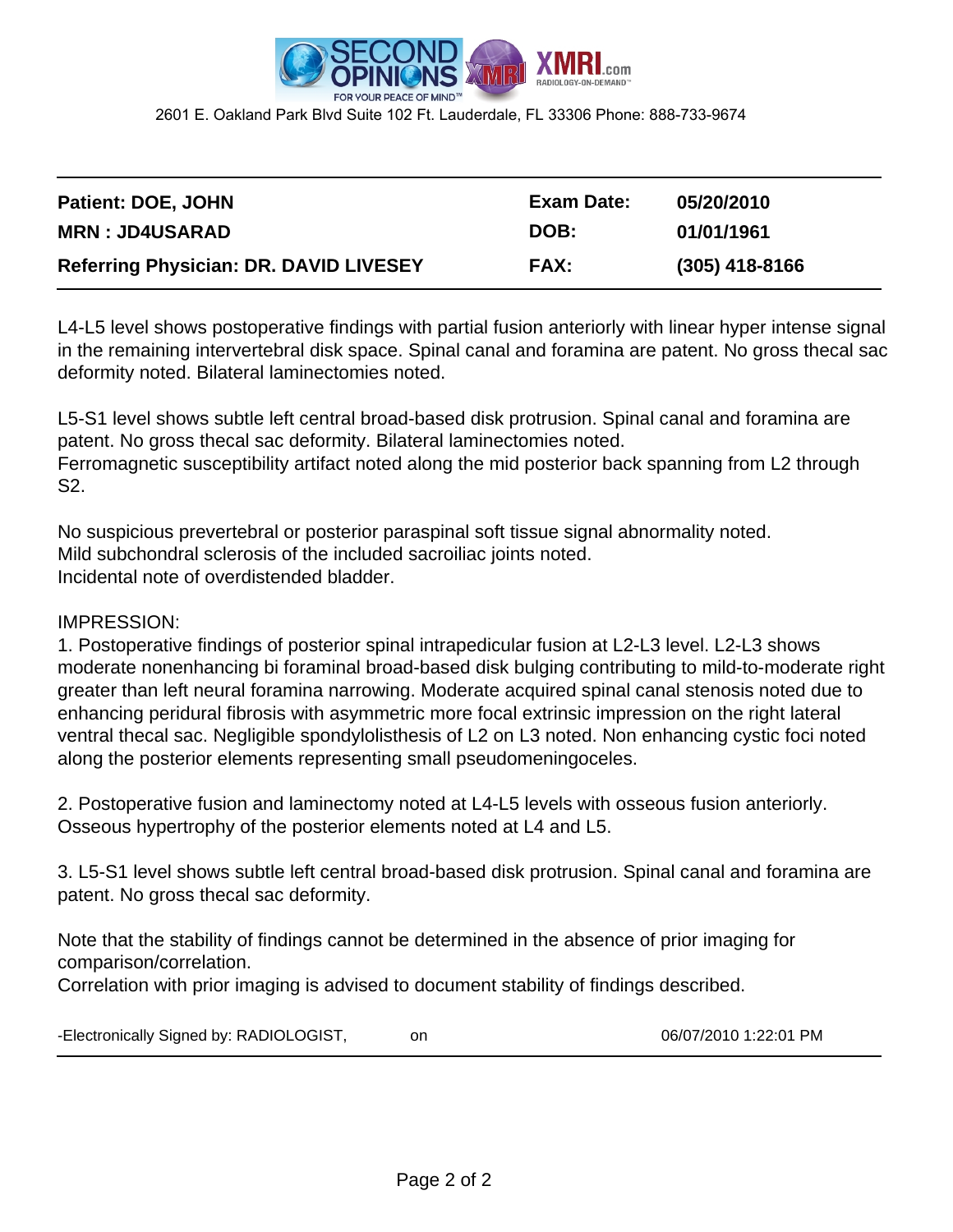2601 E. Oakland Park Blvd Suite 102 Ft. Lauderdale, FL 33306 Phone: 888-733-9674

| | | | |
|---|---|---|---|
| **Patient: DOE, JOHN** | **Exam Date:** | **05/20/2010** |
| **MRN : JD4USARAD** | **DOB:** | **01/01/1961** |
| **Referring Physician: DR. DAVID LIVESEY** | **FAX:** | **(305) 418-8166** |

L4-L5 level shows postoperative findings with partial fusion anteriorly with linear hyper intense signal in the remaining intervertebral disk space. Spinal canal and foramina are patent. No gross thecal sac deformity noted. Bilateral laminectomies noted.

L5-S1 level shows subtle left central broad-based disk protrusion. Spinal canal and foramina are patent. No gross thecal sac deformity. Bilateral laminectomies noted.
Ferromagnetic susceptibility artifact noted along the mid posterior back spanning from L2 through S2.

No suspicious prevertebral or posterior paraspinal soft tissue signal abnormality noted.
Mild subchondral sclerosis of the included sacroiliac joints noted.
Incidental note of overdistended bladder.

IMPRESSION:
1. Postoperative findings of posterior spinal intrapedicular fusion at L2-L3 level. L2-L3 shows moderate nonenhancing bi foraminal broad-based disk bulging contributing to mild-to-moderate right greater than left neural foramina narrowing. Moderate acquired spinal canal stenosis noted due to enhancing peridural fibrosis with asymmetric more focal extrinsic impression on the right lateral ventral thecal sac. Negligible spondylolisthesis of L2 on L3 noted. Non enhancing cystic foci noted along the posterior elements representing small pseudomeningoceles.

2. Postoperative fusion and laminectomy noted at L4-L5 levels with osseous fusion anteriorly. Osseous hypertrophy of the posterior elements noted at L4 and L5.

3. L5-S1 level shows subtle left central broad-based disk protrusion. Spinal canal and foramina are patent. No gross thecal sac deformity.

Note that the stability of findings cannot be determined in the absence of prior imaging for comparison/correlation.
Correlation with prior imaging is advised to document stability of findings described.

-Electronically Signed by: RADIOLOGIST, on 06/07/2010 1:22:01 PM